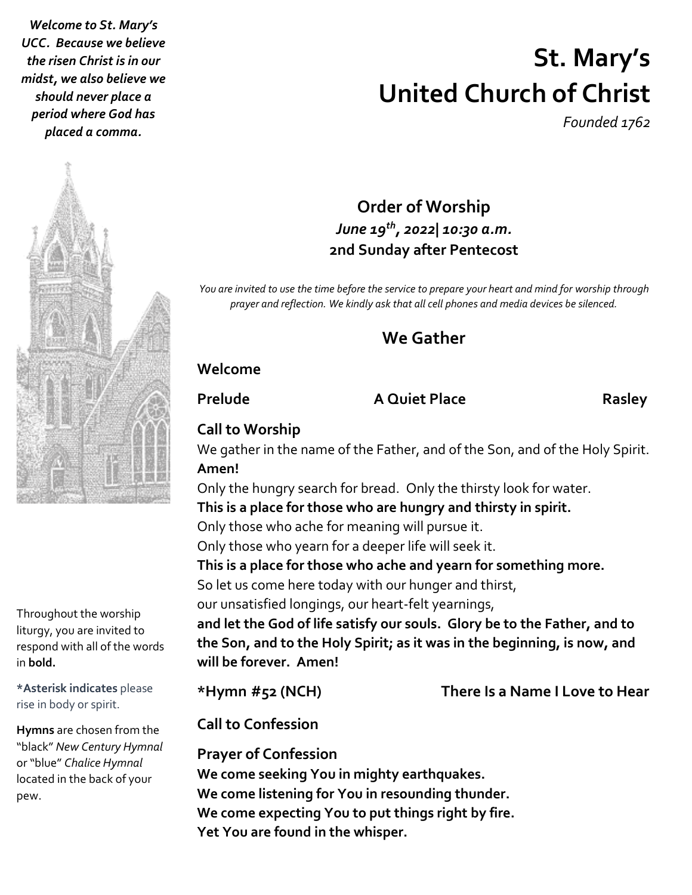*Welcome to St. Mary's UCC. Because we believe the risen Christ is in our midst, we also believe we should never place a period where God has placed a comma.*

# St. Mary's United Church of Christ

*Founded 1762*

## Order of Worship

***June 19th, 2022| 10:30 a.m.***

**2nd Sunday after Pentecost**

*You are invited to use the time before the service to prepare your heart and mind for worship through prayer and reflection. We kindly ask that all cell phones and media devices be silenced.*

Throughout the worship liturgy, you are invited to respond with all of the words in **bold.**

**\*Asterisk indicates** please rise in body or spirit.

**Hymns** are chosen from the "black" *New Century Hymnal* or "blue" *Chalice Hymnal* located in the back of your pew.

## We Gather

**Welcome**

**Prelude** **A Quiet Place** **Rasley**

**Call to Worship**

We gather in the name of the Father, and of the Son, and of the Holy Spirit.
**Amen!**
Only the hungry search for bread. Only the thirsty look for water.
**This is a place for those who are hungry and thirsty in spirit.**
Only those who ache for meaning will pursue it.
Only those who yearn for a deeper life will seek it.
**This is a place for those who ache and yearn for something more.**
So let us come here today with our hunger and thirst,
our unsatisfied longings, our heart-felt yearnings,
**and let the God of life satisfy our souls. Glory be to the Father, and to the Son, and to the Holy Spirit; as it was in the beginning, is now, and will be forever. Amen!**

**\*Hymn #52 (NCH)** **There Is a Name I Love to Hear**

**Call to Confession**

**Prayer of Confession**

**We come seeking You in mighty earthquakes.**
**We come listening for You in resounding thunder.**
**We come expecting You to put things right by fire.**
**Yet You are found in the whisper.**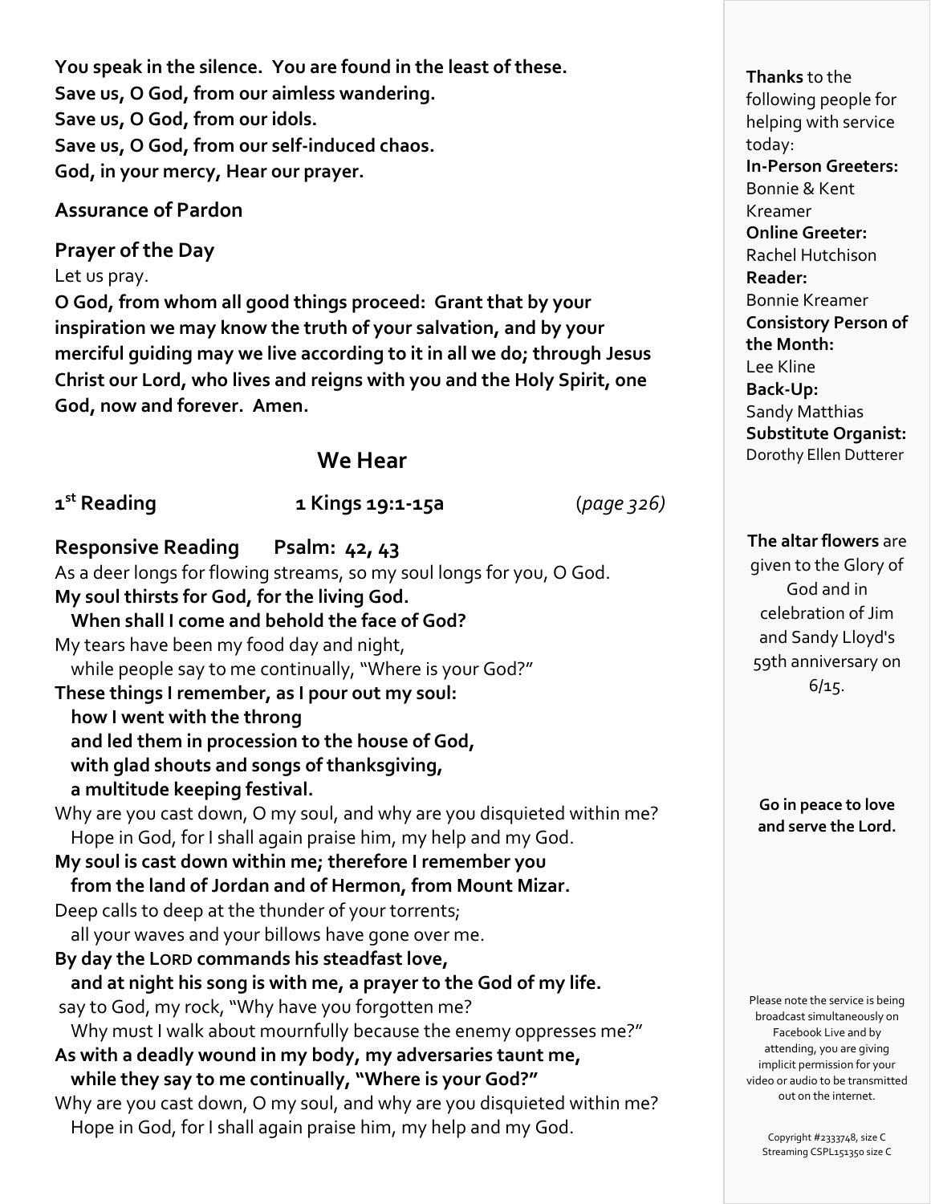**You speak in the silence. You are found in the least of these.**
**Save us, O God, from our aimless wandering.**
**Save us, O God, from our idols.**
**Save us, O God, from our self-induced chaos.**
**God, in your mercy, Hear our prayer.**

### Assurance of Pardon

### Prayer of the Day

Let us pray.

**O God, from whom all good things proceed: Grant that by your inspiration we may know the truth of your salvation, and by your merciful guiding may we live according to it in all we do; through Jesus Christ our Lord, who lives and reigns with you and the Holy Spirit, one God, now and forever. Amen.**

## We Hear

**1st Reading** **1 Kings 19:1-15a** (*page 326*)

**Responsive Reading Psalm: 42, 43**

As a deer longs for flowing streams, so my soul longs for you, O God.
**My soul thirsts for God, for the living God.**
**When shall I come and behold the face of God?**
My tears have been my food day and night,
while people say to me continually, "Where is your God?"
**These things I remember, as I pour out my soul:**
**how I went with the throng**
**and led them in procession to the house of God,**
**with glad shouts and songs of thanksgiving,**
**a multitude keeping festival.**
Why are you cast down, O my soul, and why are you disquieted within me?
Hope in God, for I shall again praise him, my help and my God.
**My soul is cast down within me; therefore I remember you**
**from the land of Jordan and of Hermon, from Mount Mizar.**
Deep calls to deep at the thunder of your torrents;
all your waves and your billows have gone over me.
**By day the LORD commands his steadfast love,**
**and at night his song is with me, a prayer to the God of my life.**
say to God, my rock, "Why have you forgotten me?
Why must I walk about mournfully because the enemy oppresses me?"
**As with a deadly wound in my body, my adversaries taunt me,**
**while they say to me continually, "Where is your God?"**
Why are you cast down, O my soul, and why are you disquieted within me?
Hope in God, for I shall again praise him, my help and my God.

---

**Thanks** to the following people for helping with service today:
**In-Person Greeters:** Bonnie & Kent Kreamer
**Online Greeter:** Rachel Hutchison
**Reader:** Bonnie Kreamer
**Consistory Person of the Month:** Lee Kline
**Back-Up:** Sandy Matthias
**Substitute Organist:** Dorothy Ellen Dutterer

**The altar flowers** are given to the Glory of God and in celebration of Jim and Sandy Lloyd's 59th anniversary on 6/15.

**Go in peace to love and serve the Lord.**

Please note the service is being broadcast simultaneously on Facebook Live and by attending, you are giving implicit permission for your video or audio to be transmitted out on the internet.

Copyright #2333748, size C
Streaming CSPL151350 size C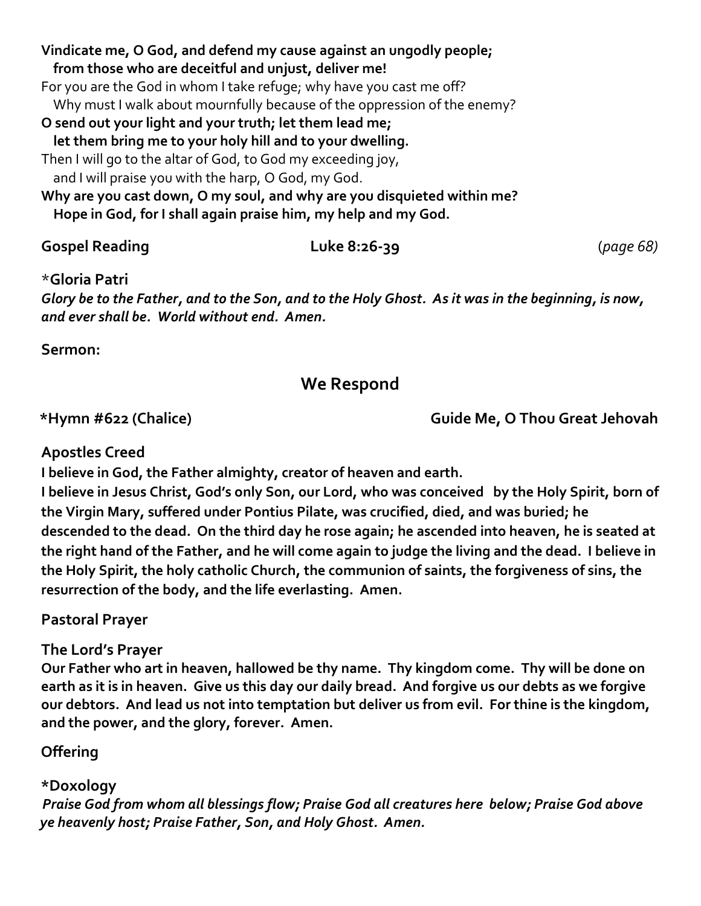**Vindicate me, O God, and defend my cause against an ungodly people;**
**from those who are deceitful and unjust, deliver me!**
For you are the God in whom I take refuge; why have you cast me off?
Why must I walk about mournfully because of the oppression of the enemy?
**O send out your light and your truth; let them lead me;**
**let them bring me to your holy hill and to your dwelling.**
Then I will go to the altar of God, to God my exceeding joy,
and I will praise you with the harp, O God, my God.
**Why are you cast down, O my soul, and why are you disquieted within me?**
**Hope in God, for I shall again praise him, my help and my God.**

**Gospel Reading** **Luke 8:26-39** (*page 68)*

***Gloria Patri**
***Glory be to the Father, and to the Son, and to the Holy Ghost. As it was in the beginning, is now, and ever shall be. World without end. Amen.***

**Sermon:**

## We Respond

***Hymn #622 (Chalice)** **Guide Me, O Thou Great Jehovah**

**Apostles Creed**
**I believe in God, the Father almighty, creator of heaven and earth.**
**I believe in Jesus Christ, God's only Son, our Lord, who was conceived by the Holy Spirit, born of the Virgin Mary, suffered under Pontius Pilate, was crucified, died, and was buried; he descended to the dead. On the third day he rose again; he ascended into heaven, he is seated at the right hand of the Father, and he will come again to judge the living and the dead. I believe in the Holy Spirit, the holy catholic Church, the communion of saints, the forgiveness of sins, the resurrection of the body, and the life everlasting. Amen.**

**Pastoral Prayer**

**The Lord's Prayer**
**Our Father who art in heaven, hallowed be thy name. Thy kingdom come. Thy will be done on earth as it is in heaven. Give us this day our daily bread. And forgive us our debts as we forgive our debtors. And lead us not into temptation but deliver us from evil. For thine is the kingdom, and the power, and the glory, forever. Amen.**

**Offering**

***Doxology**
***Praise God from whom all blessings flow; Praise God all creatures here below; Praise God above ye heavenly host; Praise Father, Son, and Holy Ghost. Amen.***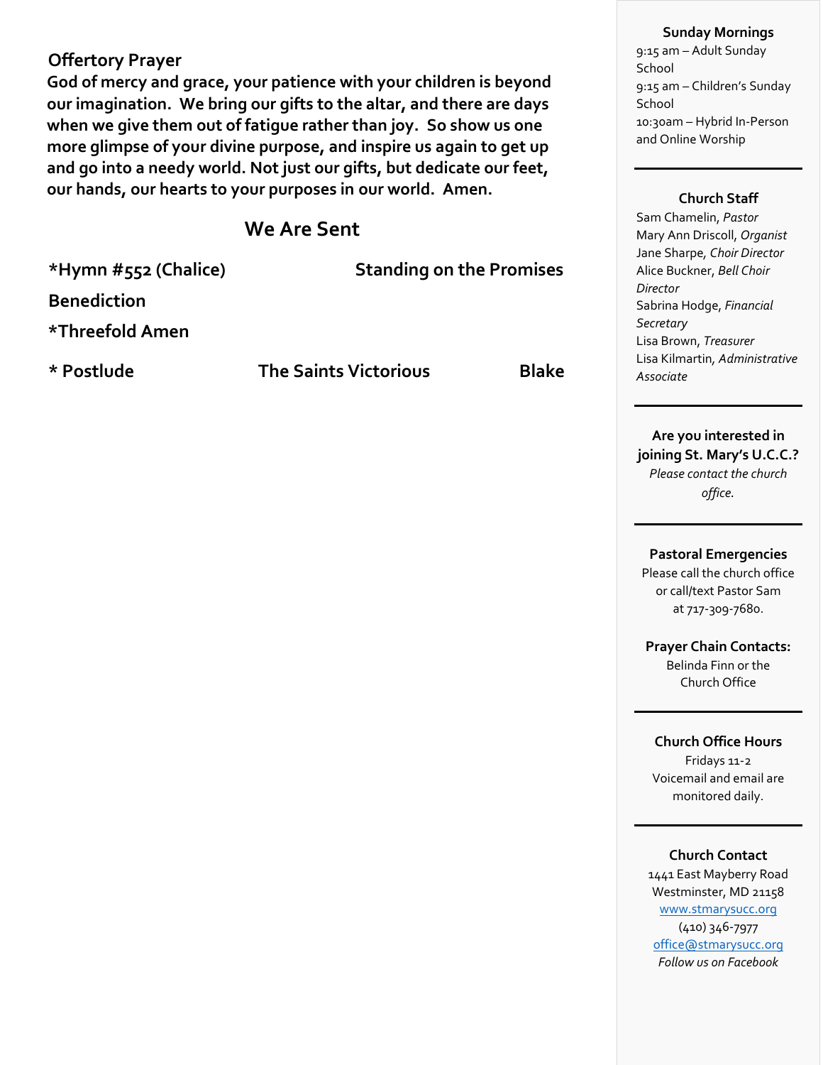## Offertory Prayer

**God of mercy and grace, your patience with your children is beyond our imagination. We bring our gifts to the altar, and there are days when we give them out of fatigue rather than joy. So show us one more glimpse of your divine purpose, and inspire us again to get up and go into a needy world. Not just our gifts, but dedicate our feet, our hands, our hearts to your purposes in our world. Amen.**

## We Are Sent

**\*Hymn #552 (Chalice)** — **Standing on the Promises**

**Benediction**

**\*Threefold Amen**

**\* Postlude** — **The Saints Victorious** — **Blake**

---

**Sunday Mornings**

9:15 am – Adult Sunday School
9:15 am – Children's Sunday School
10:30am – Hybrid In-Person and Online Worship

---

**Church Staff**

Sam Chamelin, *Pastor*
Mary Ann Driscoll, *Organist*
Jane Sharpe, *Choir Director*
Alice Buckner, *Bell Choir Director*
Sabrina Hodge, *Financial Secretary*
Lisa Brown, *Treasurer*
Lisa Kilmartin, *Administrative Associate*

---

**Are you interested in joining St. Mary's U.C.C.?**
*Please contact the church office.*

---

**Pastoral Emergencies**
Please call the church office or call/text Pastor Sam at 717-309-7680.

**Prayer Chain Contacts:**
Belinda Finn or the Church Office

---

**Church Office Hours**
Fridays 11-2
Voicemail and email are monitored daily.

---

**Church Contact**
1441 East Mayberry Road
Westminster, MD 21158
www.stmarysucc.org
(410) 346-7977
office@stmarysucc.org
*Follow us on Facebook*